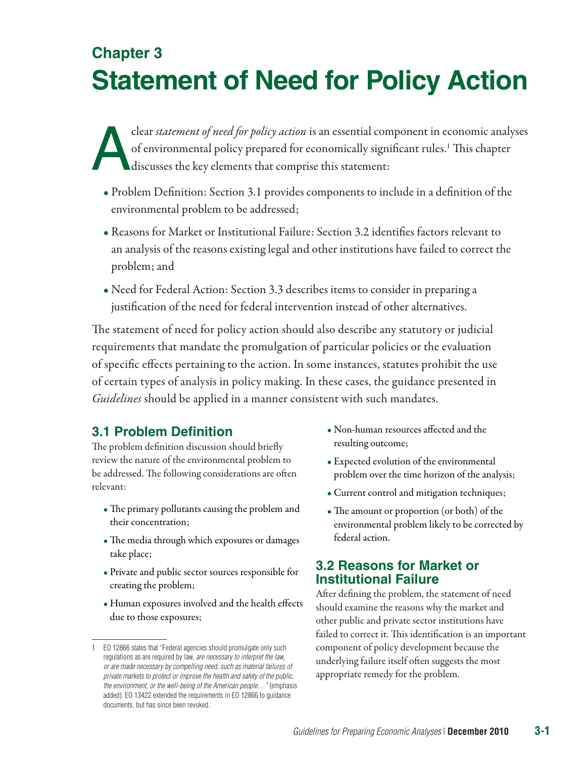# Chapter 3
# Statement of Need for Policy Action

A clear *statement of need for policy action* is an essential component in economic analyses of environmental policy prepared for economically significant rules.[1] This chapter discusses the key elements that comprise this statement:

- Problem Definition: Section 3.1 provides components to include in a definition of the environmental problem to be addressed;
- Reasons for Market or Institutional Failure: Section 3.2 identifies factors relevant to an analysis of the reasons existing legal and other institutions have failed to correct the problem; and
- Need for Federal Action: Section 3.3 describes items to consider in preparing a justification of the need for federal intervention instead of other alternatives.

The statement of need for policy action should also describe any statutory or judicial requirements that mandate the promulgation of particular policies or the evaluation of specific effects pertaining to the action. In some instances, statutes prohibit the use of certain types of analysis in policy making. In these cases, the guidance presented in *Guidelines* should be applied in a manner consistent with such mandates.

## 3.1 Problem Definition

The problem definition discussion should briefly review the nature of the environmental problem to be addressed. The following considerations are often relevant:

- The primary pollutants causing the problem and their concentration;
- The media through which exposures or damages take place;
- Private and public sector sources responsible for creating the problem;
- Human exposures involved and the health effects due to those exposures;
- Non-human resources affected and the resulting outcome;
- Expected evolution of the environmental problem over the time horizon of the analysis;
- Current control and mitigation techniques;
- The amount or proportion (or both) of the environmental problem likely to be corrected by federal action.

## 3.2 Reasons for Market or Institutional Failure

After defining the problem, the statement of need should examine the reasons why the market and other public and private sector institutions have failed to correct it. This identification is an important component of policy development because the underlying failure itself often suggests the most appropriate remedy for the problem.

---

1 EO 12866 states that "Federal agencies should promulgate only such regulations as are required by law, *are necessary to interpret the law, or are made necessary by compelling need, such as material failures of private markets to protect or improve the health and safety of the public, the environment, or the well-being of the American people…"* (emphasis added). EO 13422 extended the requirements in EO 12866 to guidance documents, but has since been revoked.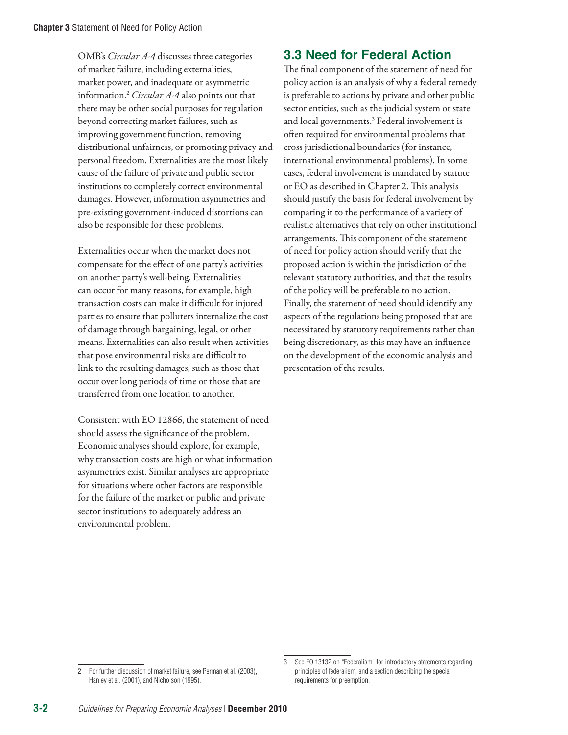OMB's *Circular A-4* discusses three categories of market failure, including externalities, market power, and inadequate or asymmetric information.[2] *Circular A-4* also points out that there may be other social purposes for regulation beyond correcting market failures, such as improving government function, removing distributional unfairness, or promoting privacy and personal freedom. Externalities are the most likely cause of the failure of private and public sector institutions to completely correct environmental damages. However, information asymmetries and pre-existing government-induced distortions can also be responsible for these problems.

Externalities occur when the market does not compensate for the effect of one party's activities on another party's well-being. Externalities can occur for many reasons, for example, high transaction costs can make it difficult for injured parties to ensure that polluters internalize the cost of damage through bargaining, legal, or other means. Externalities can also result when activities that pose environmental risks are difficult to link to the resulting damages, such as those that occur over long periods of time or those that are transferred from one location to another.

Consistent with EO 12866, the statement of need should assess the significance of the problem. Economic analyses should explore, for example, why transaction costs are high or what information asymmetries exist. Similar analyses are appropriate for situations where other factors are responsible for the failure of the market or public and private sector institutions to adequately address an environmental problem.

## 3.3 Need for Federal Action

The final component of the statement of need for policy action is an analysis of why a federal remedy is preferable to actions by private and other public sector entities, such as the judicial system or state and local governments.[3] Federal involvement is often required for environmental problems that cross jurisdictional boundaries (for instance, international environmental problems). In some cases, federal involvement is mandated by statute or EO as described in Chapter 2. This analysis should justify the basis for federal involvement by comparing it to the performance of a variety of realistic alternatives that rely on other institutional arrangements. This component of the statement of need for policy action should verify that the proposed action is within the jurisdiction of the relevant statutory authorities, and that the results of the policy will be preferable to no action. Finally, the statement of need should identify any aspects of the regulations being proposed that are necessitated by statutory requirements rather than being discretionary, as this may have an influence on the development of the economic analysis and presentation of the results.

---

2 For further discussion of market failure, see Perman et al. (2003), Hanley et al. (2001), and Nicholson (1995).

3 See EO 13132 on "Federalism" for introductory statements regarding principles of federalism, and a section describing the special requirements for preemption.